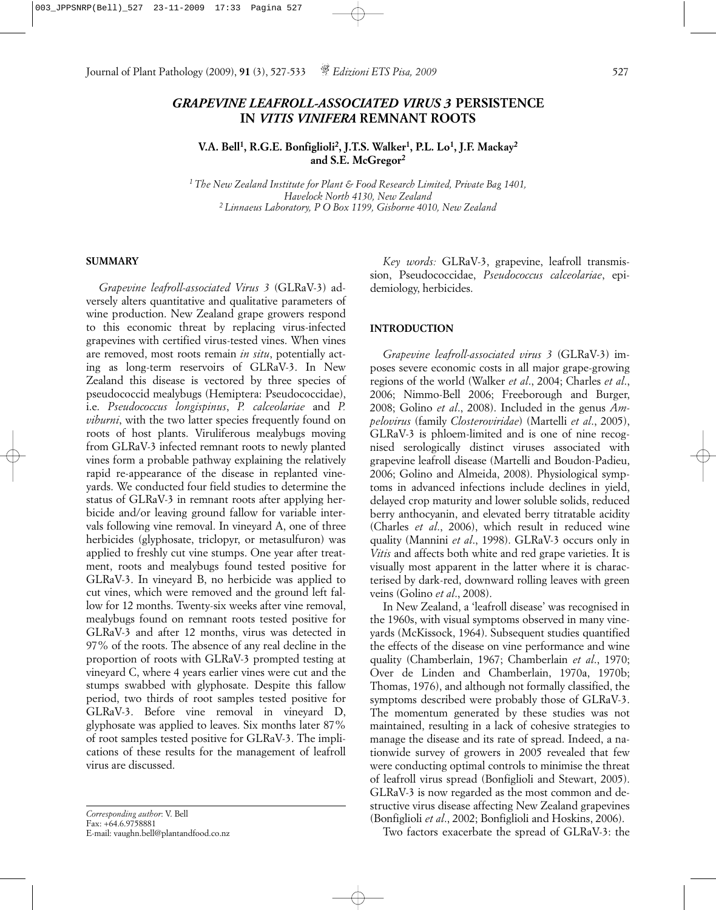# *GRAPEVINE LEAFROLL-ASSOCIATED VIRUS 3* PERSISTENCE IN *VITIS VINIFERA* REMNANT ROOTS

**V.A. Bell[1], R.G.E. Bonfiglioli[2], J.T.S. Walker[1], P.L. Lo[1], J.F. Mackay[2] and S.E. McGregor[2]**

*[1] The New Zealand Institute for Plant & Food Research Limited, Private Bag 1401, Havelock North 4130, New Zealand*
*[2] Linnaeus Laboratory, P O Box 1199, Gisborne 4010, New Zealand*

## SUMMARY

*Grapevine leafroll-associated Virus 3* (GLRaV-3) adversely alters quantitative and qualitative parameters of wine production. New Zealand grape growers respond to this economic threat by replacing virus-infected grapevines with certified virus-tested vines. When vines are removed, most roots remain *in situ*, potentially acting as long-term reservoirs of GLRaV-3. In New Zealand this disease is vectored by three species of pseudococcid mealybugs (Hemiptera: Pseudococcidae), i.e. *Pseudococcus longispinus*, *P. calceolariae* and *P. viburni*, with the two latter species frequently found on roots of host plants. Viruliferous mealybugs moving from GLRaV-3 infected remnant roots to newly planted vines form a probable pathway explaining the relatively rapid re-appearance of the disease in replanted vineyards. We conducted four field studies to determine the status of GLRaV-3 in remnant roots after applying herbicide and/or leaving ground fallow for variable intervals following vine removal. In vineyard A, one of three herbicides (glyphosate, triclopyr, or metasulfuron) was applied to freshly cut vine stumps. One year after treatment, roots and mealybugs found tested positive for GLRaV-3. In vineyard B, no herbicide was applied to cut vines, which were removed and the ground left fallow for 12 months. Twenty-six weeks after vine removal, mealybugs found on remnant roots tested positive for GLRaV-3 and after 12 months, virus was detected in 97% of the roots. The absence of any real decline in the proportion of roots with GLRaV-3 prompted testing at vineyard C, where 4 years earlier vines were cut and the stumps swabbed with glyphosate. Despite this fallow period, two thirds of root samples tested positive for GLRaV-3. Before vine removal in vineyard D, glyphosate was applied to leaves. Six months later 87% of root samples tested positive for GLRaV-3. The implications of these results for the management of leafroll virus are discussed.

*Key words:* GLRaV-3, grapevine, leafroll transmission, Pseudococcidae, *Pseudococcus calceolariae*, epidemiology, herbicides.

## INTRODUCTION

*Grapevine leafroll-associated virus 3* (GLRaV-3) imposes severe economic costs in all major grape-growing regions of the world (Walker *et al*., 2004; Charles *et al*., 2006; Nimmo-Bell 2006; Freeborough and Burger, 2008; Golino *et al*., 2008). Included in the genus *Ampelovirus* (family *Closteroviridae*) (Martelli *et al*., 2005), GLRaV-3 is phloem-limited and is one of nine recognised serologically distinct viruses associated with grapevine leafroll disease (Martelli and Boudon-Padieu, 2006; Golino and Almeida, 2008). Physiological symptoms in advanced infections include declines in yield, delayed crop maturity and lower soluble solids, reduced berry anthocyanin, and elevated berry titratable acidity (Charles *et al*., 2006), which result in reduced wine quality (Mannini *et al*., 1998). GLRaV-3 occurs only in *Vitis* and affects both white and red grape varieties. It is visually most apparent in the latter where it is characterised by dark-red, downward rolling leaves with green veins (Golino *et al*., 2008).

In New Zealand, a 'leafroll disease' was recognised in the 1960s, with visual symptoms observed in many vineyards (McKissock, 1964). Subsequent studies quantified the effects of the disease on vine performance and wine quality (Chamberlain, 1967; Chamberlain *et al*., 1970; Over de Linden and Chamberlain, 1970a, 1970b; Thomas, 1976), and although not formally classified, the symptoms described were probably those of GLRaV-3. The momentum generated by these studies was not maintained, resulting in a lack of cohesive strategies to manage the disease and its rate of spread. Indeed, a nationwide survey of growers in 2005 revealed that few were conducting optimal controls to minimise the threat of leafroll virus spread (Bonfiglioli and Stewart, 2005). GLRaV-3 is now regarded as the most common and destructive virus disease affecting New Zealand grapevines (Bonfiglioli *et al*., 2002; Bonfiglioli and Hoskins, 2006).

Two factors exacerbate the spread of GLRaV-3: the

*Corresponding author*: V. Bell
Fax: +64.6.9758881
E-mail: vaughn.bell@plantandfood.co.nz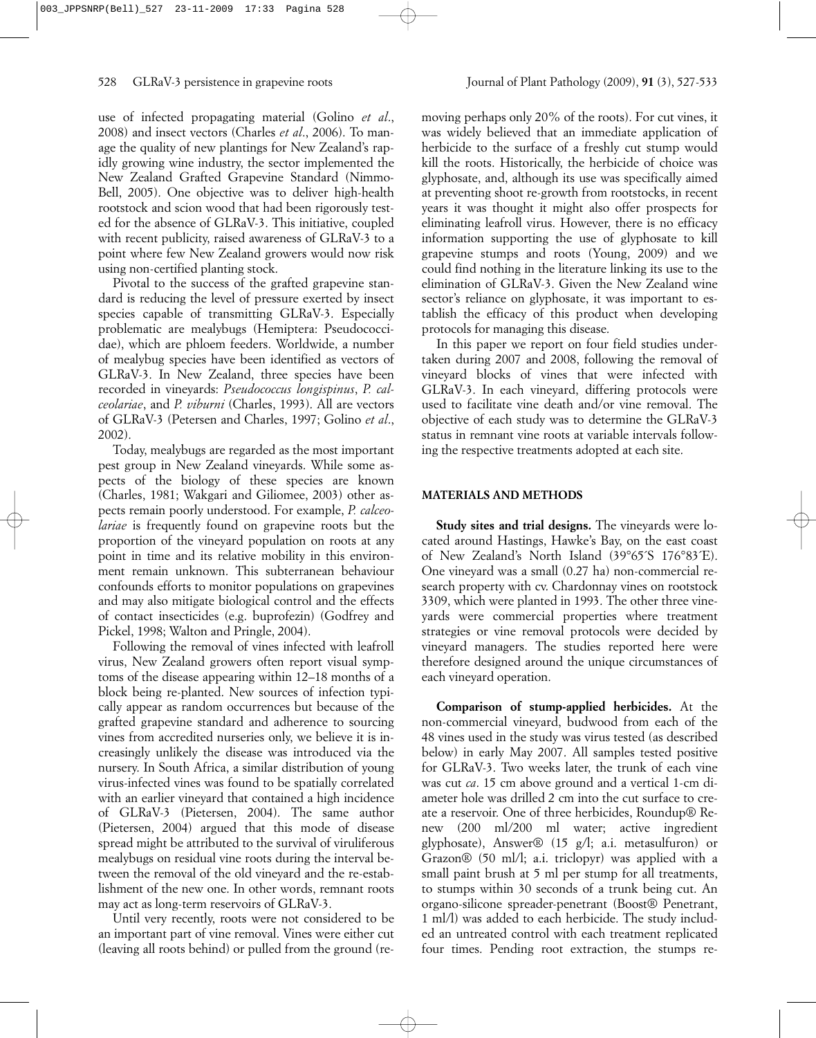use of infected propagating material (Golino *et al*., 2008) and insect vectors (Charles *et al*., 2006). To manage the quality of new plantings for New Zealand's rapidly growing wine industry, the sector implemented the New Zealand Grafted Grapevine Standard (Nimmo-Bell, 2005). One objective was to deliver high-health rootstock and scion wood that had been rigorously tested for the absence of GLRaV-3. This initiative, coupled with recent publicity, raised awareness of GLRaV-3 to a point where few New Zealand growers would now risk using non-certified planting stock.

Pivotal to the success of the grafted grapevine standard is reducing the level of pressure exerted by insect species capable of transmitting GLRaV-3. Especially problematic are mealybugs (Hemiptera: Pseudococcidae), which are phloem feeders. Worldwide, a number of mealybug species have been identified as vectors of GLRaV-3. In New Zealand, three species have been recorded in vineyards: *Pseudococcus longispinus*, *P. calceolariae*, and *P. viburni* (Charles, 1993). All are vectors of GLRaV-3 (Petersen and Charles, 1997; Golino *et al*., 2002).

Today, mealybugs are regarded as the most important pest group in New Zealand vineyards. While some aspects of the biology of these species are known (Charles, 1981; Wakgari and Giliomee, 2003) other aspects remain poorly understood. For example, *P. calceolariae* is frequently found on grapevine roots but the proportion of the vineyard population on roots at any point in time and its relative mobility in this environment remain unknown. This subterranean behaviour confounds efforts to monitor populations on grapevines and may also mitigate biological control and the effects of contact insecticides (e.g. buprofezin) (Godfrey and Pickel, 1998; Walton and Pringle, 2004).

Following the removal of vines infected with leafroll virus, New Zealand growers often report visual symptoms of the disease appearing within 12–18 months of a block being re-planted. New sources of infection typically appear as random occurrences but because of the grafted grapevine standard and adherence to sourcing vines from accredited nurseries only, we believe it is increasingly unlikely the disease was introduced via the nursery. In South Africa, a similar distribution of young virus-infected vines was found to be spatially correlated with an earlier vineyard that contained a high incidence of GLRaV-3 (Pietersen, 2004). The same author (Pietersen, 2004) argued that this mode of disease spread might be attributed to the survival of viruliferous mealybugs on residual vine roots during the interval between the removal of the old vineyard and the re-establishment of the new one. In other words, remnant roots may act as long-term reservoirs of GLRaV-3.

Until very recently, roots were not considered to be an important part of vine removal. Vines were either cut (leaving all roots behind) or pulled from the ground (removing perhaps only 20% of the roots). For cut vines, it was widely believed that an immediate application of herbicide to the surface of a freshly cut stump would kill the roots. Historically, the herbicide of choice was glyphosate, and, although its use was specifically aimed at preventing shoot re-growth from rootstocks, in recent years it was thought it might also offer prospects for eliminating leafroll virus. However, there is no efficacy information supporting the use of glyphosate to kill grapevine stumps and roots (Young, 2009) and we could find nothing in the literature linking its use to the elimination of GLRaV-3. Given the New Zealand wine sector's reliance on glyphosate, it was important to establish the efficacy of this product when developing protocols for managing this disease.

In this paper we report on four field studies undertaken during 2007 and 2008, following the removal of vineyard blocks of vines that were infected with GLRaV-3. In each vineyard, differing protocols were used to facilitate vine death and/or vine removal. The objective of each study was to determine the GLRaV-3 status in remnant vine roots at variable intervals following the respective treatments adopted at each site.

## MATERIALS AND METHODS

**Study sites and trial designs.** The vineyards were located around Hastings, Hawke's Bay, on the east coast of New Zealand's North Island (39°65′S 176°83′E). One vineyard was a small (0.27 ha) non-commercial research property with cv. Chardonnay vines on rootstock 3309, which were planted in 1993. The other three vineyards were commercial properties where treatment strategies or vine removal protocols were decided by vineyard managers. The studies reported here were therefore designed around the unique circumstances of each vineyard operation.

**Comparison of stump-applied herbicides.** At the non-commercial vineyard, budwood from each of the 48 vines used in the study was virus tested (as described below) in early May 2007. All samples tested positive for GLRaV-3. Two weeks later, the trunk of each vine was cut *ca*. 15 cm above ground and a vertical 1-cm diameter hole was drilled 2 cm into the cut surface to create a reservoir. One of three herbicides, Roundup® Renew (200 ml/200 ml water; active ingredient glyphosate), Answer® (15 g/l; a.i. metasulfuron) or Grazon® (50 ml/l; a.i. triclopyr) was applied with a small paint brush at 5 ml per stump for all treatments, to stumps within 30 seconds of a trunk being cut. An organo-silicone spreader-penetrant (Boost® Penetrant, 1 ml/l) was added to each herbicide. The study included an untreated control with each treatment replicated four times. Pending root extraction, the stumps re-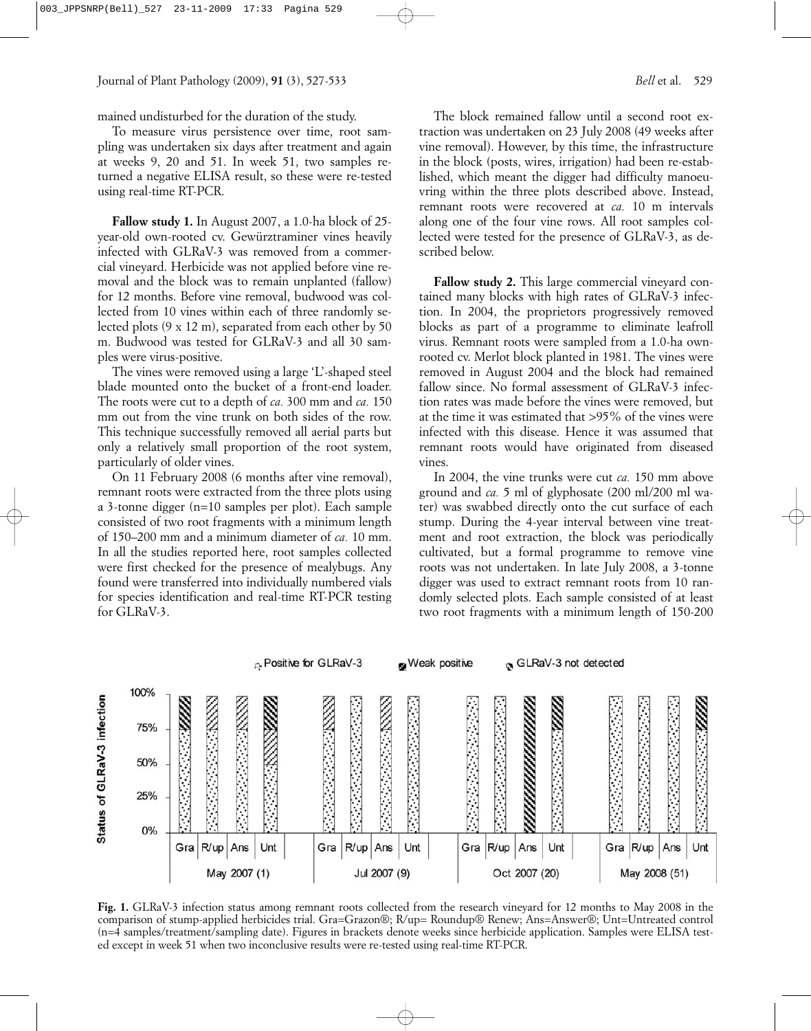mained undisturbed for the duration of the study.

To measure virus persistence over time, root sampling was undertaken six days after treatment and again at weeks 9, 20 and 51. In week 51, two samples returned a negative ELISA result, so these were re-tested using real-time RT-PCR.

**Fallow study 1.** In August 2007, a 1.0-ha block of 25-year-old own-rooted cv. Gewürztraminer vines heavily infected with GLRaV-3 was removed from a commercial vineyard. Herbicide was not applied before vine removal and the block was to remain unplanted (fallow) for 12 months. Before vine removal, budwood was collected from 10 vines within each of three randomly selected plots (9 x 12 m), separated from each other by 50 m. Budwood was tested for GLRaV-3 and all 30 samples were virus-positive.

The vines were removed using a large 'L'-shaped steel blade mounted onto the bucket of a front-end loader. The roots were cut to a depth of *ca.* 300 mm and *ca.* 150 mm out from the vine trunk on both sides of the row. This technique successfully removed all aerial parts but only a relatively small proportion of the root system, particularly of older vines.

On 11 February 2008 (6 months after vine removal), remnant roots were extracted from the three plots using a 3-tonne digger (n=10 samples per plot). Each sample consisted of two root fragments with a minimum length of 150–200 mm and a minimum diameter of *ca.* 10 mm. In all the studies reported here, root samples collected were first checked for the presence of mealybugs. Any found were transferred into individually numbered vials for species identification and real-time RT-PCR testing for GLRaV-3.

The block remained fallow until a second root extraction was undertaken on 23 July 2008 (49 weeks after vine removal). However, by this time, the infrastructure in the block (posts, wires, irrigation) had been re-established, which meant the digger had difficulty manoeuvring within the three plots described above. Instead, remnant roots were recovered at *ca.* 10 m intervals along one of the four vine rows. All root samples collected were tested for the presence of GLRaV-3, as described below.

**Fallow study 2.** This large commercial vineyard contained many blocks with high rates of GLRaV-3 infection. In 2004, the proprietors progressively removed blocks as part of a programme to eliminate leafroll virus. Remnant roots were sampled from a 1.0-ha own-rooted cv. Merlot block planted in 1981. The vines were removed in August 2004 and the block had remained fallow since. No formal assessment of GLRaV-3 infection rates was made before the vines were removed, but at the time it was estimated that >95% of the vines were infected with this disease. Hence it was assumed that remnant roots would have originated from diseased vines.

In 2004, the vine trunks were cut *ca.* 150 mm above ground and *ca.* 5 ml of glyphosate (200 ml/200 ml water) was swabbed directly onto the cut surface of each stump. During the 4-year interval between vine treatment and root extraction, the block was periodically cultivated, but a formal programme to remove vine roots was not undertaken. In late July 2008, a 3-tonne digger was used to extract remnant roots from 10 randomly selected plots. Each sample consisted of at least two root fragments with a minimum length of 150-200

**Fig. 1.** GLRaV-3 infection status among remnant roots collected from the research vineyard for 12 months to May 2008 in the comparison of stump-applied herbicides trial. Gra=Grazon®; R/up= Roundup® Renew; Ans=Answer®; Unt=Untreated control (n=4 samples/treatment/sampling date). Figures in brackets denote weeks since herbicide application. Samples were ELISA tested except in week 51 when two inconclusive results were re-tested using real-time RT-PCR.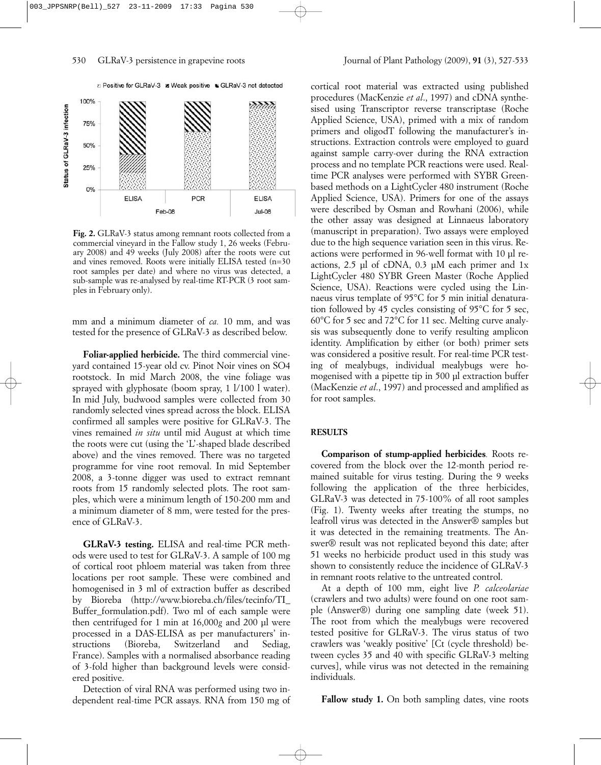**Fig. 2.** GLRaV-3 status among remnant roots collected from a commercial vineyard in the Fallow study 1, 26 weeks (February 2008) and 49 weeks (July 2008) after the roots were cut and vines removed. Roots were initially ELISA tested (n=30 root samples per date) and where no virus was detected, a sub-sample was re-analysed by real-time RT-PCR (3 root samples in February only).

mm and a minimum diameter of *ca.* 10 mm, and was tested for the presence of GLRaV-3 as described below.

**Foliar-applied herbicide.** The third commercial vineyard contained 15-year old cv. Pinot Noir vines on SO4 rootstock. In mid March 2008, the vine foliage was sprayed with glyphosate (boom spray, 1 l/100 l water). In mid July, budwood samples were collected from 30 randomly selected vines spread across the block. ELISA confirmed all samples were positive for GLRaV-3. The vines remained *in situ* until mid August at which time the roots were cut (using the 'L'-shaped blade described above) and the vines removed. There was no targeted programme for vine root removal. In mid September 2008, a 3-tonne digger was used to extract remnant roots from 15 randomly selected plots. The root samples, which were a minimum length of 150-200 mm and a minimum diameter of 8 mm, were tested for the presence of GLRaV-3.

**GLRaV-3 testing.** ELISA and real-time PCR methods were used to test for GLRaV-3. A sample of 100 mg of cortical root phloem material was taken from three locations per root sample. These were combined and homogenised in 3 ml of extraction buffer as described by Bioreba (http://www.bioreba.ch/files/tecinfo/TI_Buffer_formulation.pdf). Two ml of each sample were then centrifuged for 1 min at 16,000*g* and 200 µl were processed in a DAS-ELISA as per manufacturers' instructions (Bioreba, Switzerland and Sediag, France). Samples with a normalised absorbance reading of 3-fold higher than background levels were considered positive.

Detection of viral RNA was performed using two independent real-time PCR assays. RNA from 150 mg of cortical root material was extracted using published procedures (MacKenzie *et al.*, 1997) and cDNA synthesised using Transcriptor reverse transcriptase (Roche Applied Science, USA), primed with a mix of random primers and oligodT following the manufacturer's instructions. Extraction controls were employed to guard against sample carry-over during the RNA extraction process and no template PCR reactions were used. Real-time PCR analyses were performed with SYBR Green-based methods on a LightCycler 480 instrument (Roche Applied Science, USA). Primers for one of the assays were described by Osman and Rowhani (2006), while the other assay was designed at Linnaeus laboratory (manuscript in preparation). Two assays were employed due to the high sequence variation seen in this virus. Reactions were performed in 96-well format with 10 µl reactions, 2.5 µl of cDNA, 0.3 µM each primer and 1x LightCycler 480 SYBR Green Master (Roche Applied Science, USA). Reactions were cycled using the Linnaeus virus template of 95°C for 5 min initial denaturation followed by 45 cycles consisting of 95°C for 5 sec, 60°C for 5 sec and 72°C for 11 sec. Melting curve analysis was subsequently done to verify resulting amplicon identity. Amplification by either (or both) primer sets was considered a positive result. For real-time PCR testing of mealybugs, individual mealybugs were homogenised with a pipette tip in 500 µl extraction buffer (MacKenzie *et al.*, 1997) and processed and amplified as for root samples.

## RESULTS

**Comparison of stump-applied herbicides***.* Roots recovered from the block over the 12-month period remained suitable for virus testing. During the 9 weeks following the application of the three herbicides, GLRaV-3 was detected in 75-100% of all root samples (Fig. 1). Twenty weeks after treating the stumps, no leafroll virus was detected in the Answer® samples but it was detected in the remaining treatments. The Answer® result was not replicated beyond this date; after 51 weeks no herbicide product used in this study was shown to consistently reduce the incidence of GLRaV-3 in remnant roots relative to the untreated control.

At a depth of 100 mm, eight live *P. calceolariae* (crawlers and two adults) were found on one root sample (Answer®) during one sampling date (week 51). The root from which the mealybugs were recovered tested positive for GLRaV-3. The virus status of two crawlers was 'weakly positive' [Ct (cycle threshold) between cycles 35 and 40 with specific GLRaV-3 melting curves], while virus was not detected in the remaining individuals.

**Fallow study 1.** On both sampling dates, vine roots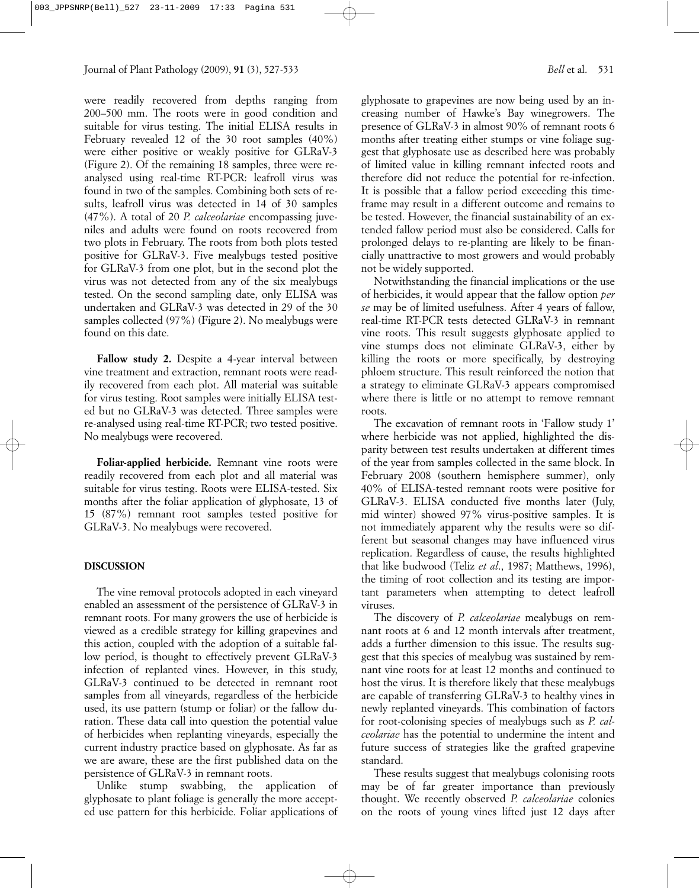were readily recovered from depths ranging from 200–500 mm. The roots were in good condition and suitable for virus testing. The initial ELISA results in February revealed 12 of the 30 root samples (40%) were either positive or weakly positive for GLRaV-3 (Figure 2). Of the remaining 18 samples, three were re-analysed using real-time RT-PCR: leafroll virus was found in two of the samples. Combining both sets of results, leafroll virus was detected in 14 of 30 samples (47%). A total of 20 *P. calceolariae* encompassing juveniles and adults were found on roots recovered from two plots in February. The roots from both plots tested positive for GLRaV-3. Five mealybugs tested positive for GLRaV-3 from one plot, but in the second plot the virus was not detected from any of the six mealybugs tested. On the second sampling date, only ELISA was undertaken and GLRaV-3 was detected in 29 of the 30 samples collected (97%) (Figure 2). No mealybugs were found on this date.

**Fallow study 2.** Despite a 4-year interval between vine treatment and extraction, remnant roots were readily recovered from each plot. All material was suitable for virus testing. Root samples were initially ELISA tested but no GLRaV-3 was detected. Three samples were re-analysed using real-time RT-PCR; two tested positive. No mealybugs were recovered.

**Foliar-applied herbicide.** Remnant vine roots were readily recovered from each plot and all material was suitable for virus testing. Roots were ELISA-tested. Six months after the foliar application of glyphosate, 13 of 15 (87%) remnant root samples tested positive for GLRaV-3. No mealybugs were recovered.

## DISCUSSION

The vine removal protocols adopted in each vineyard enabled an assessment of the persistence of GLRaV-3 in remnant roots. For many growers the use of herbicide is viewed as a credible strategy for killing grapevines and this action, coupled with the adoption of a suitable fallow period, is thought to effectively prevent GLRaV-3 infection of replanted vines. However, in this study, GLRaV-3 continued to be detected in remnant root samples from all vineyards, regardless of the herbicide used, its use pattern (stump or foliar) or the fallow duration. These data call into question the potential value of herbicides when replanting vineyards, especially the current industry practice based on glyphosate. As far as we are aware, these are the first published data on the persistence of GLRaV-3 in remnant roots.

Unlike stump swabbing, the application of glyphosate to plant foliage is generally the more accepted use pattern for this herbicide. Foliar applications of glyphosate to grapevines are now being used by an increasing number of Hawke's Bay winegrowers. The presence of GLRaV-3 in almost 90% of remnant roots 6 months after treating either stumps or vine foliage suggest that glyphosate use as described here was probably of limited value in killing remnant infected roots and therefore did not reduce the potential for re-infection. It is possible that a fallow period exceeding this timeframe may result in a different outcome and remains to be tested. However, the financial sustainability of an extended fallow period must also be considered. Calls for prolonged delays to re-planting are likely to be financially unattractive to most growers and would probably not be widely supported.

Notwithstanding the financial implications or the use of herbicides, it would appear that the fallow option *per se* may be of limited usefulness. After 4 years of fallow, real-time RT-PCR tests detected GLRaV-3 in remnant vine roots. This result suggests glyphosate applied to vine stumps does not eliminate GLRaV-3, either by killing the roots or more specifically, by destroying phloem structure. This result reinforced the notion that a strategy to eliminate GLRaV-3 appears compromised where there is little or no attempt to remove remnant roots.

The excavation of remnant roots in 'Fallow study 1' where herbicide was not applied, highlighted the disparity between test results undertaken at different times of the year from samples collected in the same block. In February 2008 (southern hemisphere summer), only 40% of ELISA-tested remnant roots were positive for GLRaV-3. ELISA conducted five months later (July, mid winter) showed 97% virus-positive samples. It is not immediately apparent why the results were so different but seasonal changes may have influenced virus replication. Regardless of cause, the results highlighted that like budwood (Teliz *et al*., 1987; Matthews, 1996), the timing of root collection and its testing are important parameters when attempting to detect leafroll viruses.

The discovery of *P. calceolariae* mealybugs on remnant roots at 6 and 12 month intervals after treatment, adds a further dimension to this issue. The results suggest that this species of mealybug was sustained by remnant vine roots for at least 12 months and continued to host the virus. It is therefore likely that these mealybugs are capable of transferring GLRaV-3 to healthy vines in newly replanted vineyards. This combination of factors for root-colonising species of mealybugs such as *P. calceolariae* has the potential to undermine the intent and future success of strategies like the grafted grapevine standard.

These results suggest that mealybugs colonising roots may be of far greater importance than previously thought. We recently observed *P. calceolariae* colonies on the roots of young vines lifted just 12 days after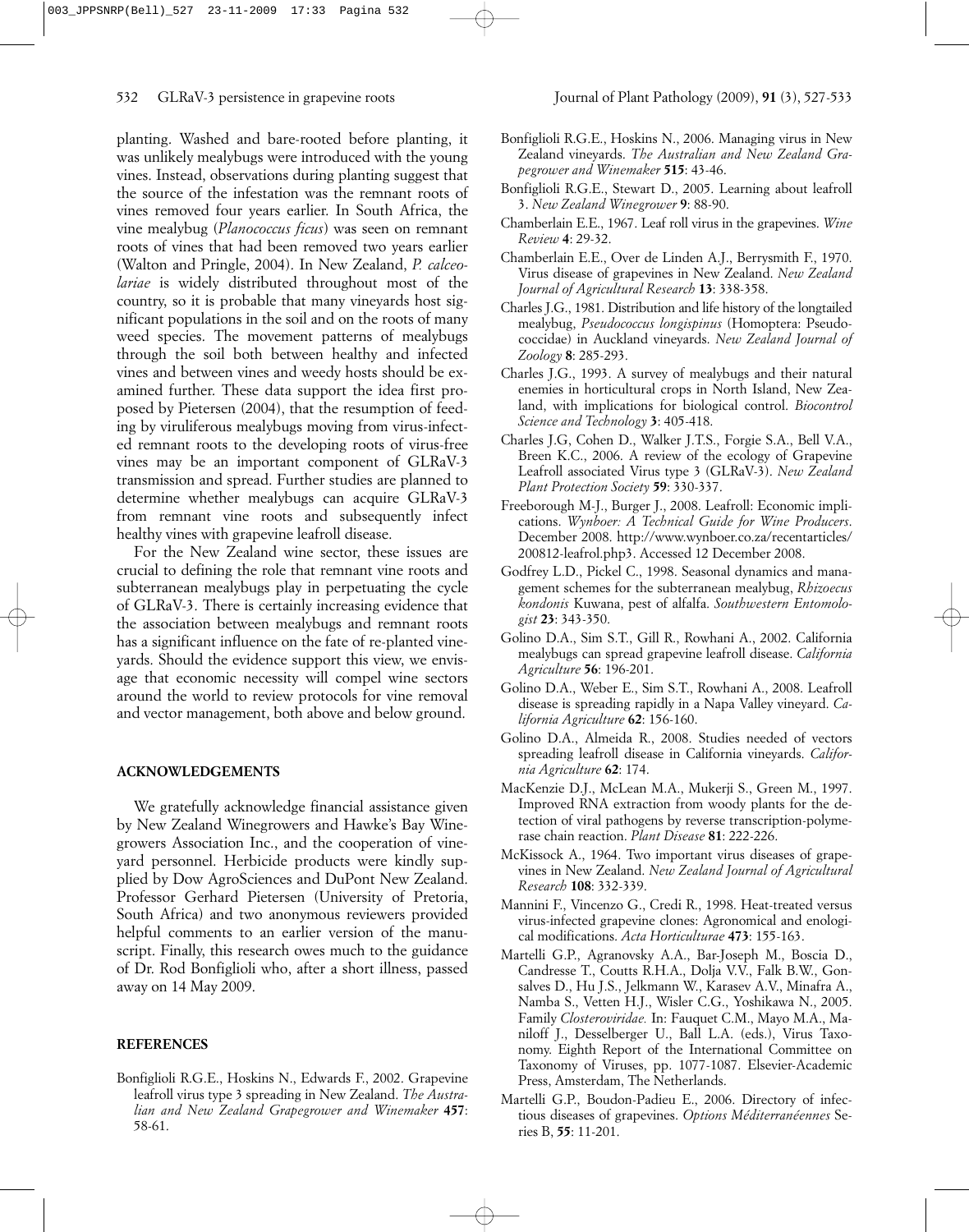planting. Washed and bare-rooted before planting, it was unlikely mealybugs were introduced with the young vines. Instead, observations during planting suggest that the source of the infestation was the remnant roots of vines removed four years earlier. In South Africa, the vine mealybug (*Planococcus ficus*) was seen on remnant roots of vines that had been removed two years earlier (Walton and Pringle, 2004). In New Zealand, *P. calceolariae* is widely distributed throughout most of the country, so it is probable that many vineyards host significant populations in the soil and on the roots of many weed species. The movement patterns of mealybugs through the soil both between healthy and infected vines and between vines and weedy hosts should be examined further. These data support the idea first proposed by Pietersen (2004), that the resumption of feeding by viruliferous mealybugs moving from virus-infected remnant roots to the developing roots of virus-free vines may be an important component of GLRaV-3 transmission and spread. Further studies are planned to determine whether mealybugs can acquire GLRaV-3 from remnant vine roots and subsequently infect healthy vines with grapevine leafroll disease.

For the New Zealand wine sector, these issues are crucial to defining the role that remnant vine roots and subterranean mealybugs play in perpetuating the cycle of GLRaV-3. There is certainly increasing evidence that the association between mealybugs and remnant roots has a significant influence on the fate of re-planted vineyards. Should the evidence support this view, we envisage that economic necessity will compel wine sectors around the world to review protocols for vine removal and vector management, both above and below ground.

## ACKNOWLEDGEMENTS

We gratefully acknowledge financial assistance given by New Zealand Winegrowers and Hawke's Bay Winegrowers Association Inc., and the cooperation of vineyard personnel. Herbicide products were kindly supplied by Dow AgroSciences and DuPont New Zealand. Professor Gerhard Pietersen (University of Pretoria, South Africa) and two anonymous reviewers provided helpful comments to an earlier version of the manuscript. Finally, this research owes much to the guidance of Dr. Rod Bonfiglioli who, after a short illness, passed away on 14 May 2009.

## REFERENCES

Bonfiglioli R.G.E., Hoskins N., Edwards F., 2002. Grapevine leafroll virus type 3 spreading in New Zealand. *The Australian and New Zealand Grapegrower and Winemaker* **457**: 58-61.

Bonfiglioli R.G.E., Hoskins N., 2006. Managing virus in New Zealand vineyards. *The Australian and New Zealand Grapegrower and Winemaker* **515**: 43-46.

Bonfiglioli R.G.E., Stewart D., 2005. Learning about leafroll 3. *New Zealand Winegrower* **9**: 88-90.

Chamberlain E.E., 1967. Leaf roll virus in the grapevines. *Wine Review* **4**: 29-32.

Chamberlain E.E., Over de Linden A.J., Berrysmith F., 1970. Virus disease of grapevines in New Zealand. *New Zealand Journal of Agricultural Research* **13**: 338-358.

Charles J.G., 1981. Distribution and life history of the longtailed mealybug, *Pseudococcus longispinus* (Homoptera: Pseudococcidae) in Auckland vineyards. *New Zealand Journal of Zoology* **8**: 285-293.

Charles J.G., 1993. A survey of mealybugs and their natural enemies in horticultural crops in North Island, New Zealand, with implications for biological control. *Biocontrol Science and Technology* **3**: 405-418.

Charles J.G, Cohen D., Walker J.T.S., Forgie S.A., Bell V.A., Breen K.C., 2006. A review of the ecology of Grapevine Leafroll associated Virus type 3 (GLRaV-3). *New Zealand Plant Protection Society* **59**: 330-337.

Freeborough M-J., Burger J., 2008. Leafroll: Economic implications. *Wynboer: A Technical Guide for Wine Producers*. December 2008. http://www.wynboer.co.za/recentarticles/200812-leafrol.php3. Accessed 12 December 2008.

Godfrey L.D., Pickel C., 1998. Seasonal dynamics and management schemes for the subterranean mealybug, *Rhizoecus kondonis* Kuwana, pest of alfalfa. *Southwestern Entomologist* **23**: 343-350.

Golino D.A., Sim S.T., Gill R., Rowhani A., 2002. California mealybugs can spread grapevine leafroll disease. *California Agriculture* **56**: 196-201.

Golino D.A., Weber E., Sim S.T., Rowhani A., 2008. Leafroll disease is spreading rapidly in a Napa Valley vineyard. *California Agriculture* **62**: 156-160.

Golino D.A., Almeida R., 2008. Studies needed of vectors spreading leafroll disease in California vineyards. *California Agriculture* **62**: 174.

MacKenzie D.J., McLean M.A., Mukerji S., Green M., 1997. Improved RNA extraction from woody plants for the detection of viral pathogens by reverse transcription-polymerase chain reaction. *Plant Disease* **81**: 222-226.

McKissock A., 1964. Two important virus diseases of grapevines in New Zealand. *New Zealand Journal of Agricultural Research* **108**: 332-339.

Mannini F., Vincenzo G., Credi R., 1998. Heat-treated versus virus-infected grapevine clones: Agronomical and enological modifications. *Acta Horticulturae* **473**: 155-163.

Martelli G.P., Agranovsky A.A., Bar-Joseph M., Boscia D., Candresse T., Coutts R.H.A., Dolja V.V., Falk B.W., Gonsalves D., Hu J.S., Jelkmann W., Karasev A.V., Minafra A., Namba S., Vetten H.J., Wisler C.G., Yoshikawa N., 2005. Family *Closteroviridae.* In: Fauquet C.M., Mayo M.A., Maniloff J., Desselberger U., Ball L.A. (eds.), Virus Taxonomy. Eighth Report of the International Committee on Taxonomy of Viruses, pp. 1077-1087. Elsevier-Academic Press, Amsterdam, The Netherlands.

Martelli G.P., Boudon-Padieu E., 2006. Directory of infectious diseases of grapevines. *Options Méditerranéennes* Series B, **55**: 11-201.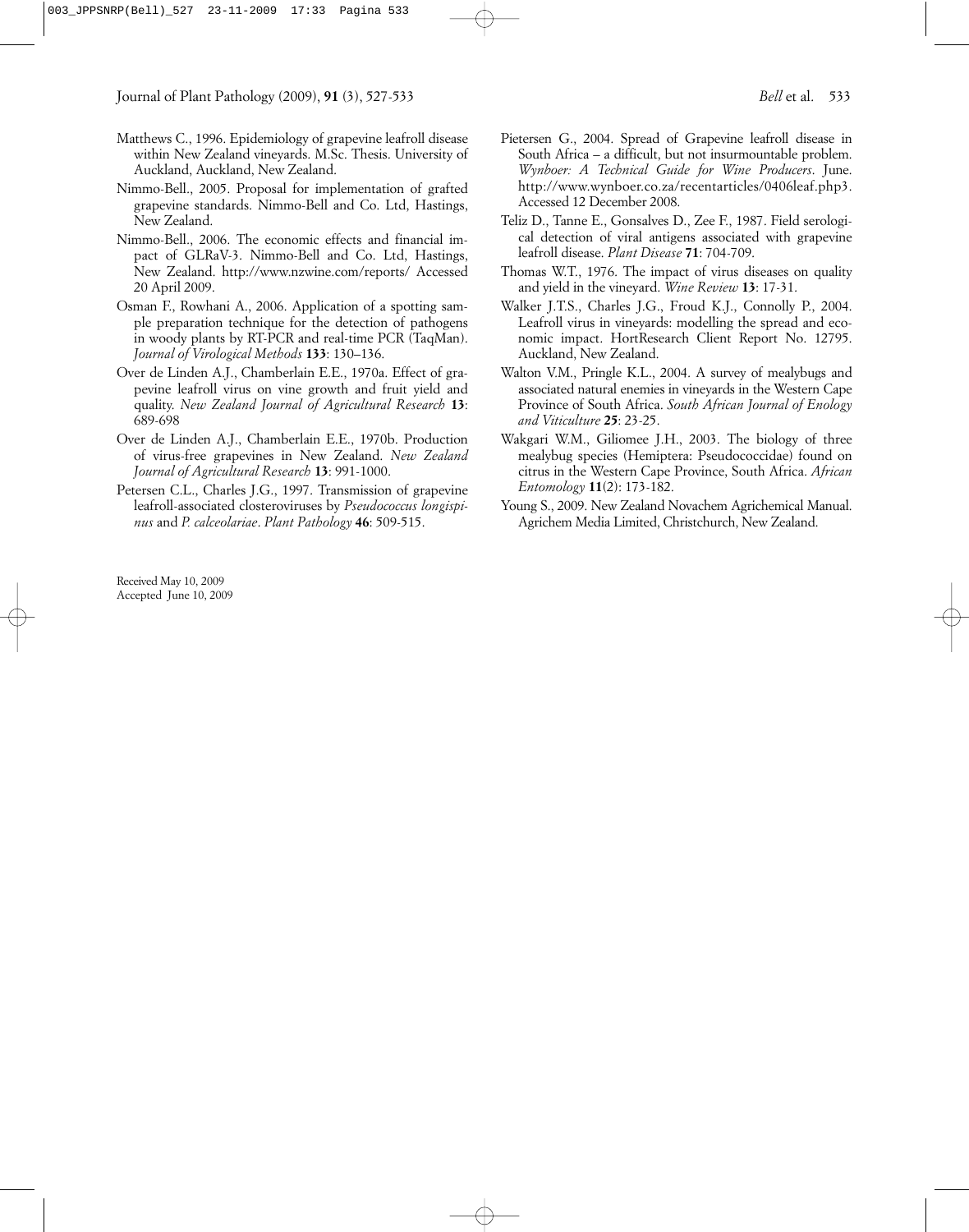Matthews C., 1996. Epidemiology of grapevine leafroll disease within New Zealand vineyards. M.Sc. Thesis. University of Auckland, Auckland, New Zealand.

Nimmo-Bell., 2005. Proposal for implementation of grafted grapevine standards. Nimmo-Bell and Co. Ltd, Hastings, New Zealand.

Nimmo-Bell., 2006. The economic effects and financial impact of GLRaV-3. Nimmo-Bell and Co. Ltd, Hastings, New Zealand. http://www.nzwine.com/reports/ Accessed 20 April 2009.

Osman F., Rowhani A., 2006. Application of a spotting sample preparation technique for the detection of pathogens in woody plants by RT-PCR and real-time PCR (TaqMan). *Journal of Virological Methods* **133**: 130–136.

Over de Linden A.J., Chamberlain E.E., 1970a. Effect of grapevine leafroll virus on vine growth and fruit yield and quality. *New Zealand Journal of Agricultural Research* **13**: 689-698

Over de Linden A.J., Chamberlain E.E., 1970b. Production of virus-free grapevines in New Zealand. *New Zealand Journal of Agricultural Research* **13**: 991-1000.

Petersen C.L., Charles J.G., 1997. Transmission of grapevine leafroll-associated closteroviruses by *Pseudococcus longispinus* and *P. calceolariae*. *Plant Pathology* **46**: 509-515.

Pietersen G., 2004. Spread of Grapevine leafroll disease in South Africa – a difficult, but not insurmountable problem. *Wynboer: A Technical Guide for Wine Producers*. June. http://www.wynboer.co.za/recentarticles/0406leaf.php3. Accessed 12 December 2008.

Teliz D., Tanne E., Gonsalves D., Zee F., 1987. Field serological detection of viral antigens associated with grapevine leafroll disease. *Plant Disease* **71**: 704-709.

Thomas W.T., 1976. The impact of virus diseases on quality and yield in the vineyard. *Wine Review* **13**: 17-31.

Walker J.T.S., Charles J.G., Froud K.J., Connolly P., 2004. Leafroll virus in vineyards: modelling the spread and economic impact. HortResearch Client Report No. 12795. Auckland, New Zealand.

Walton V.M., Pringle K.L., 2004. A survey of mealybugs and associated natural enemies in vineyards in the Western Cape Province of South Africa. *South African Journal of Enology and Viticulture* **25**: 23-25.

Wakgari W.M., Giliomee J.H., 2003. The biology of three mealybug species (Hemiptera: Pseudococcidae) found on citrus in the Western Cape Province, South Africa. *African Entomology* **11**(2): 173-182.

Young S., 2009. New Zealand Novachem Agrichemical Manual. Agrichem Media Limited, Christchurch, New Zealand.

Received May 10, 2009
Accepted June 10, 2009